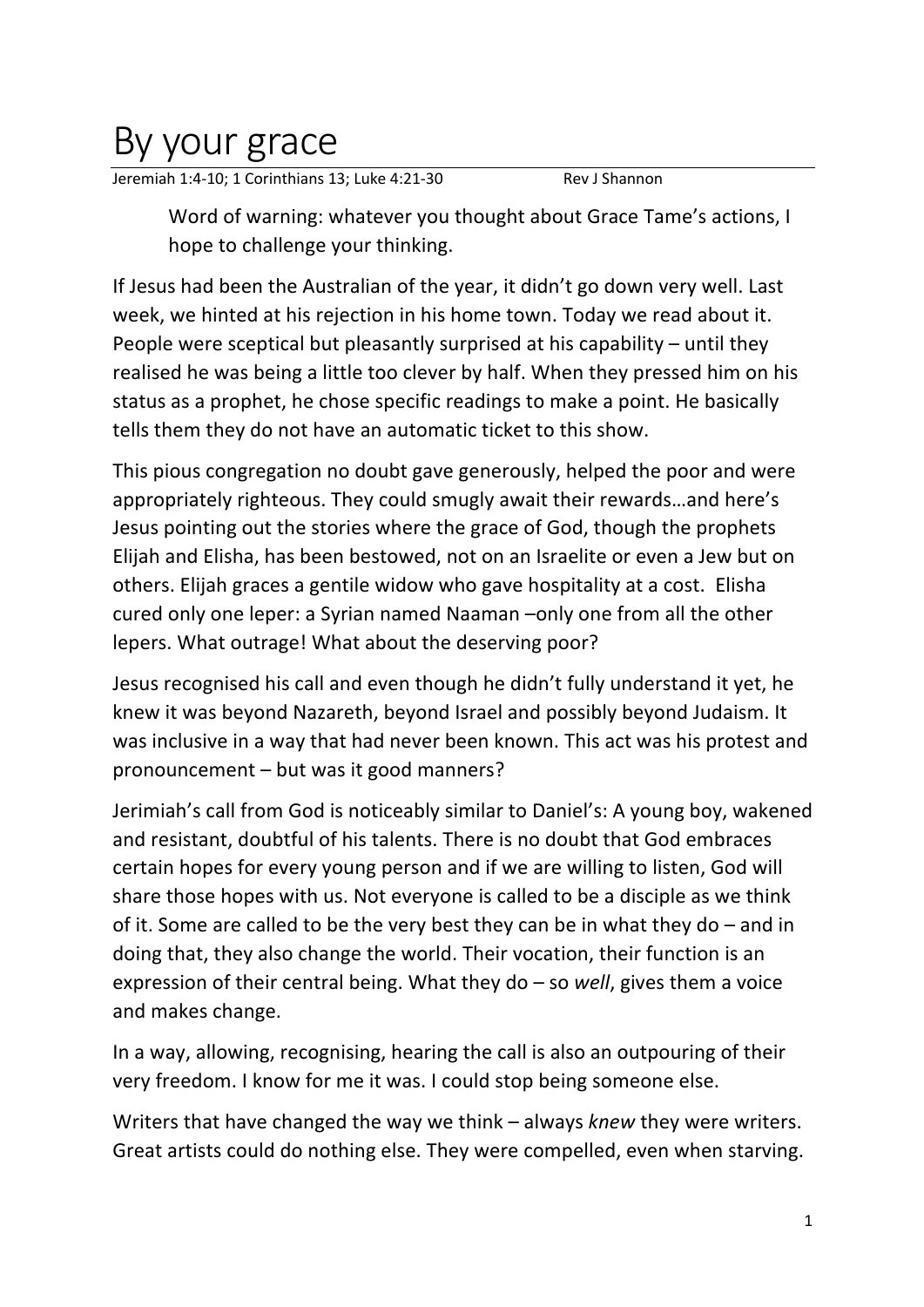# By your grace

Jeremiah 1:4-10; 1 Corinthians 13; Luke 4:21-30 Rev J Shannon

> Word of warning: whatever you thought about Grace Tame's actions, I hope to challenge your thinking.

If Jesus had been the Australian of the year, it didn't go down very well. Last week, we hinted at his rejection in his home town. Today we read about it. People were sceptical but pleasantly surprised at his capability – until they realised he was being a little too clever by half. When they pressed him on his status as a prophet, he chose specific readings to make a point. He basically tells them they do not have an automatic ticket to this show.

This pious congregation no doubt gave generously, helped the poor and were appropriately righteous. They could smugly await their rewards…and here's Jesus pointing out the stories where the grace of God, though the prophets Elijah and Elisha, has been bestowed, not on an Israelite or even a Jew but on others. Elijah graces a gentile widow who gave hospitality at a cost. Elisha cured only one leper: a Syrian named Naaman –only one from all the other lepers. What outrage! What about the deserving poor?

Jesus recognised his call and even though he didn't fully understand it yet, he knew it was beyond Nazareth, beyond Israel and possibly beyond Judaism. It was inclusive in a way that had never been known. This act was his protest and pronouncement – but was it good manners?

Jerimiah's call from God is noticeably similar to Daniel's: A young boy, wakened and resistant, doubtful of his talents. There is no doubt that God embraces certain hopes for every young person and if we are willing to listen, God will share those hopes with us. Not everyone is called to be a disciple as we think of it. Some are called to be the very best they can be in what they do – and in doing that, they also change the world. Their vocation, their function is an expression of their central being. What they do – so *well*, gives them a voice and makes change.

In a way, allowing, recognising, hearing the call is also an outpouring of their very freedom. I know for me it was. I could stop being someone else.

Writers that have changed the way we think – always *knew* they were writers. Great artists could do nothing else. They were compelled, even when starving.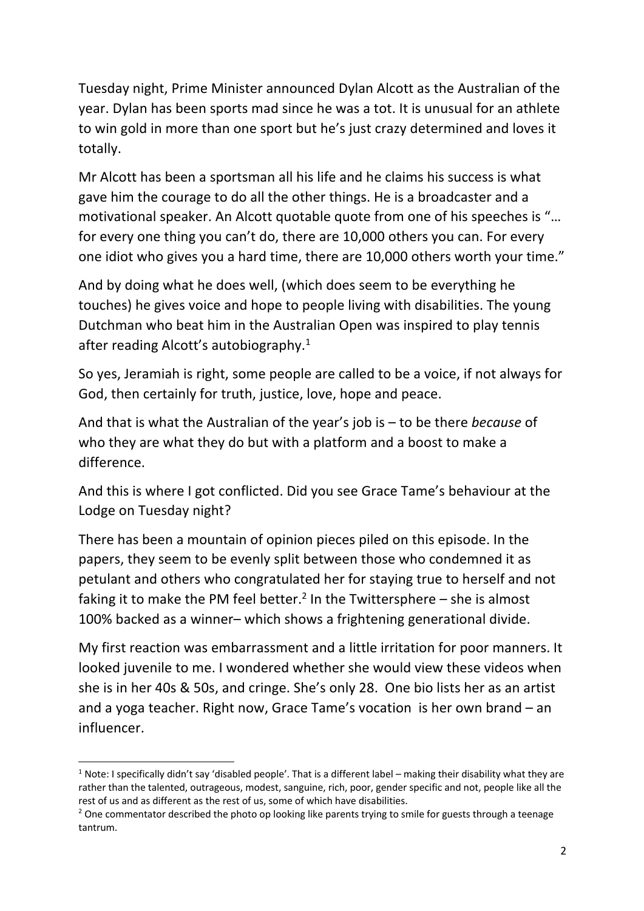Tuesday night, Prime Minister announced Dylan Alcott as the Australian of the year. Dylan has been sports mad since he was a tot. It is unusual for an athlete to win gold in more than one sport but he's just crazy determined and loves it totally.

Mr Alcott has been a sportsman all his life and he claims his success is what gave him the courage to do all the other things. He is a broadcaster and a motivational speaker. An Alcott quotable quote from one of his speeches is "… for every one thing you can't do, there are 10,000 others you can. For every one idiot who gives you a hard time, there are 10,000 others worth your time."

And by doing what he does well, (which does seem to be everything he touches) he gives voice and hope to people living with disabilities. The young Dutchman who beat him in the Australian Open was inspired to play tennis after reading Alcott's autobiography.[1]

So yes, Jeramiah is right, some people are called to be a voice, if not always for God, then certainly for truth, justice, love, hope and peace.

And that is what the Australian of the year's job is – to be there *because* of who they are what they do but with a platform and a boost to make a difference.

And this is where I got conflicted. Did you see Grace Tame's behaviour at the Lodge on Tuesday night?

There has been a mountain of opinion pieces piled on this episode. In the papers, they seem to be evenly split between those who condemned it as petulant and others who congratulated her for staying true to herself and not faking it to make the PM feel better.[2] In the Twittersphere – she is almost 100% backed as a winner– which shows a frightening generational divide.

My first reaction was embarrassment and a little irritation for poor manners. It looked juvenile to me. I wondered whether she would view these videos when she is in her 40s & 50s, and cringe. She's only 28. One bio lists her as an artist and a yoga teacher. Right now, Grace Tame's vocation is her own brand – an influencer.

---

[1] Note: I specifically didn't say 'disabled people'. That is a different label – making their disability what they are rather than the talented, outrageous, modest, sanguine, rich, poor, gender specific and not, people like all the rest of us and as different as the rest of us, some of which have disabilities.

[2] One commentator described the photo op looking like parents trying to smile for guests through a teenage tantrum.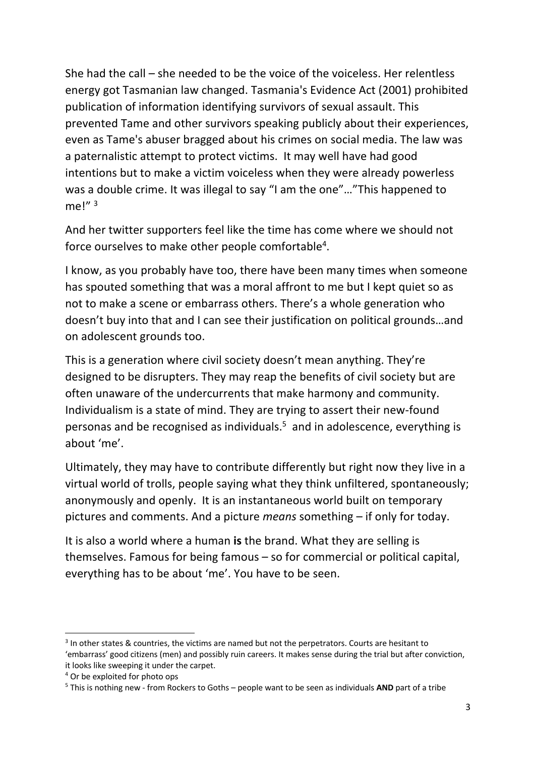She had the call – she needed to be the voice of the voiceless. Her relentless energy got Tasmanian law changed. Tasmania's Evidence Act (2001) prohibited publication of information identifying survivors of sexual assault. This prevented Tame and other survivors speaking publicly about their experiences, even as Tame's abuser bragged about his crimes on social media. The law was a paternalistic attempt to protect victims. It may well have had good intentions but to make a victim voiceless when they were already powerless was a double crime. It was illegal to say "I am the one"…"This happened to me!" [3]

And her twitter supporters feel like the time has come where we should not force ourselves to make other people comfortable[4].

I know, as you probably have too, there have been many times when someone has spouted something that was a moral affront to me but I kept quiet so as not to make a scene or embarrass others. There's a whole generation who doesn't buy into that and I can see their justification on political grounds…and on adolescent grounds too.

This is a generation where civil society doesn't mean anything. They're designed to be disrupters. They may reap the benefits of civil society but are often unaware of the undercurrents that make harmony and community. Individualism is a state of mind. They are trying to assert their new-found personas and be recognised as individuals.[5] and in adolescence, everything is about 'me'.

Ultimately, they may have to contribute differently but right now they live in a virtual world of trolls, people saying what they think unfiltered, spontaneously; anonymously and openly. It is an instantaneous world built on temporary pictures and comments. And a picture *means* something – if only for today.

It is also a world where a human **is** the brand. What they are selling is themselves. Famous for being famous – so for commercial or political capital, everything has to be about 'me'. You have to be seen.

---

[3] In other states & countries, the victims are named but not the perpetrators. Courts are hesitant to 'embarrass' good citizens (men) and possibly ruin careers. It makes sense during the trial but after conviction, it looks like sweeping it under the carpet.

[4] Or be exploited for photo ops

[5] This is nothing new - from Rockers to Goths – people want to be seen as individuals **AND** part of a tribe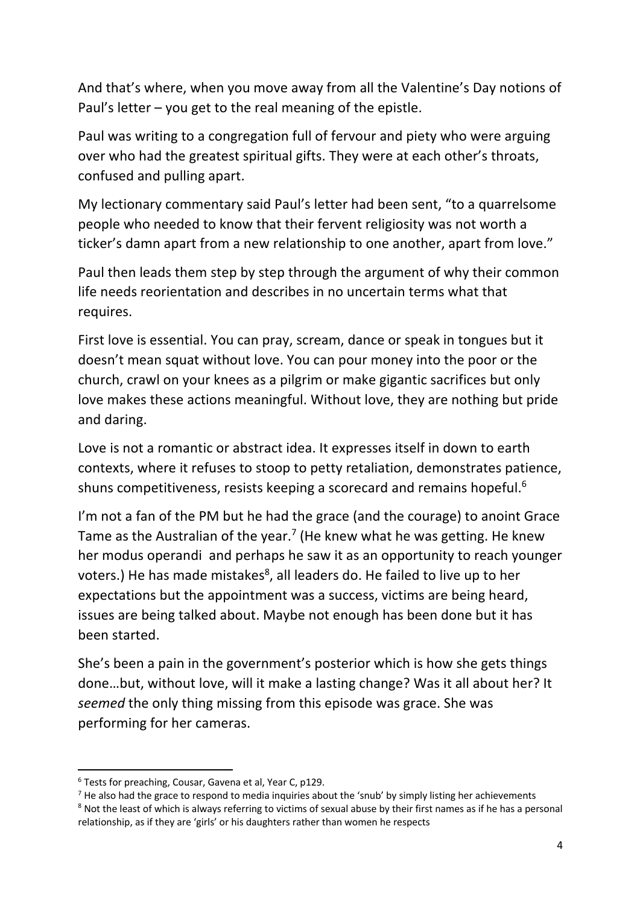And that's where, when you move away from all the Valentine's Day notions of Paul's letter – you get to the real meaning of the epistle.

Paul was writing to a congregation full of fervour and piety who were arguing over who had the greatest spiritual gifts. They were at each other's throats, confused and pulling apart.

My lectionary commentary said Paul's letter had been sent, "to a quarrelsome people who needed to know that their fervent religiosity was not worth a ticker's damn apart from a new relationship to one another, apart from love."

Paul then leads them step by step through the argument of why their common life needs reorientation and describes in no uncertain terms what that requires.

First love is essential. You can pray, scream, dance or speak in tongues but it doesn't mean squat without love. You can pour money into the poor or the church, crawl on your knees as a pilgrim or make gigantic sacrifices but only love makes these actions meaningful. Without love, they are nothing but pride and daring.

Love is not a romantic or abstract idea. It expresses itself in down to earth contexts, where it refuses to stoop to petty retaliation, demonstrates patience, shuns competitiveness, resists keeping a scorecard and remains hopeful.[6]

I'm not a fan of the PM but he had the grace (and the courage) to anoint Grace Tame as the Australian of the year.[7] (He knew what he was getting. He knew her modus operandi and perhaps he saw it as an opportunity to reach younger voters.) He has made mistakes[8], all leaders do. He failed to live up to her expectations but the appointment was a success, victims are being heard, issues are being talked about. Maybe not enough has been done but it has been started.

She's been a pain in the government's posterior which is how she gets things done…but, without love, will it make a lasting change? Was it all about her? It *seemed* the only thing missing from this episode was grace. She was performing for her cameras.

---

[6] Tests for preaching, Cousar, Gavena et al, Year C, p129.

[7] He also had the grace to respond to media inquiries about the 'snub' by simply listing her achievements

[8] Not the least of which is always referring to victims of sexual abuse by their first names as if he has a personal relationship, as if they are 'girls' or his daughters rather than women he respects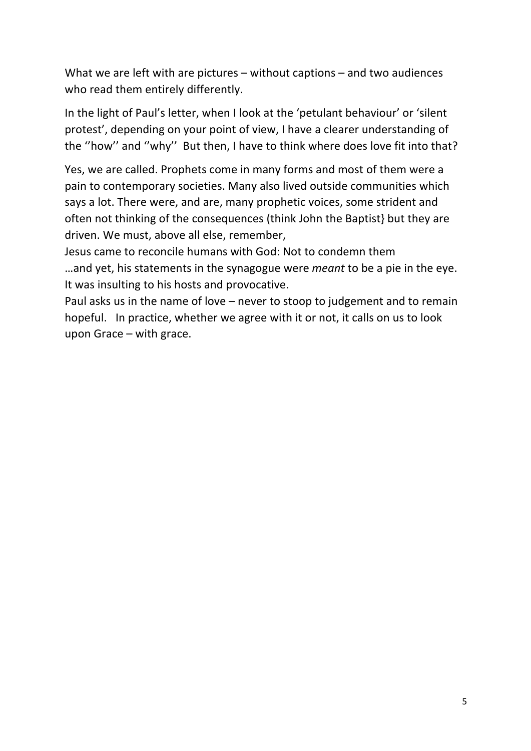What we are left with are pictures – without captions – and two audiences who read them entirely differently.

In the light of Paul's letter, when I look at the 'petulant behaviour' or 'silent protest', depending on your point of view, I have a clearer understanding of the ''how'' and ''why''  But then, I have to think where does love fit into that?

Yes, we are called. Prophets come in many forms and most of them were a pain to contemporary societies. Many also lived outside communities which says a lot. There were, and are, many prophetic voices, some strident and often not thinking of the consequences (think John the Baptist} but they are driven. We must, above all else, remember,

Jesus came to reconcile humans with God: Not to condemn them

…and yet, his statements in the synagogue were *meant* to be a pie in the eye. It was insulting to his hosts and provocative.

Paul asks us in the name of love – never to stoop to judgement and to remain hopeful.   In practice, whether we agree with it or not, it calls on us to look upon Grace – with grace.